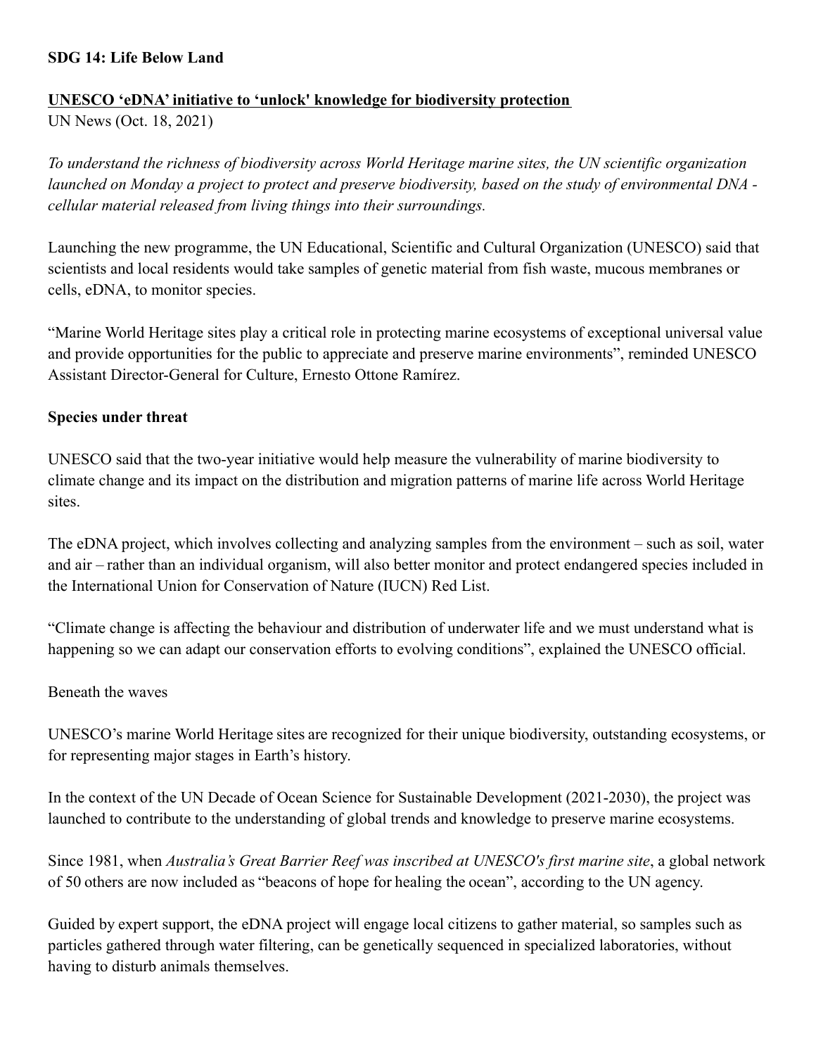**SDG 14: Life Below Land**

**UNESCO 'eDNA' initiative to 'unlock' knowledge for biodiversity protection**

UN News (Oct. 18, 2021)

*To understand the richness of biodiversity across World Heritage marine sites, the UN scientific organization launched on Monday a project to protect and preserve biodiversity, based on the study of environmental DNA - cellular material released from living things into their surroundings.*

Launching the new programme, the UN Educational, Scientific and Cultural Organization (UNESCO) said that scientists and local residents would take samples of genetic material from fish waste, mucous membranes or cells, eDNA, to monitor species.

"Marine World Heritage sites play a critical role in protecting marine ecosystems of exceptional universal value and provide opportunities for the public to appreciate and preserve marine environments", reminded UNESCO Assistant Director-General for Culture, Ernesto Ottone Ramírez.

**Species under threat**

UNESCO said that the two-year initiative would help measure the vulnerability of marine biodiversity to climate change and its impact on the distribution and migration patterns of marine life across World Heritage sites.

The eDNA project, which involves collecting and analyzing samples from the environment – such as soil, water and air – rather than an individual organism, will also better monitor and protect endangered species included in the International Union for Conservation of Nature (IUCN) Red List.

"Climate change is affecting the behaviour and distribution of underwater life and we must understand what is happening so we can adapt our conservation efforts to evolving conditions", explained the UNESCO official.

Beneath the waves

UNESCO's marine World Heritage sites are recognized for their unique biodiversity, outstanding ecosystems, or for representing major stages in Earth's history.

In the context of the UN Decade of Ocean Science for Sustainable Development (2021-2030), the project was launched to contribute to the understanding of global trends and knowledge to preserve marine ecosystems.

Since 1981, when *Australia's Great Barrier Reef was inscribed at UNESCO's first marine site*, a global network of 50 others are now included as "beacons of hope for healing the ocean", according to the UN agency.

Guided by expert support, the eDNA project will engage local citizens to gather material, so samples such as particles gathered through water filtering, can be genetically sequenced in specialized laboratories, without having to disturb animals themselves.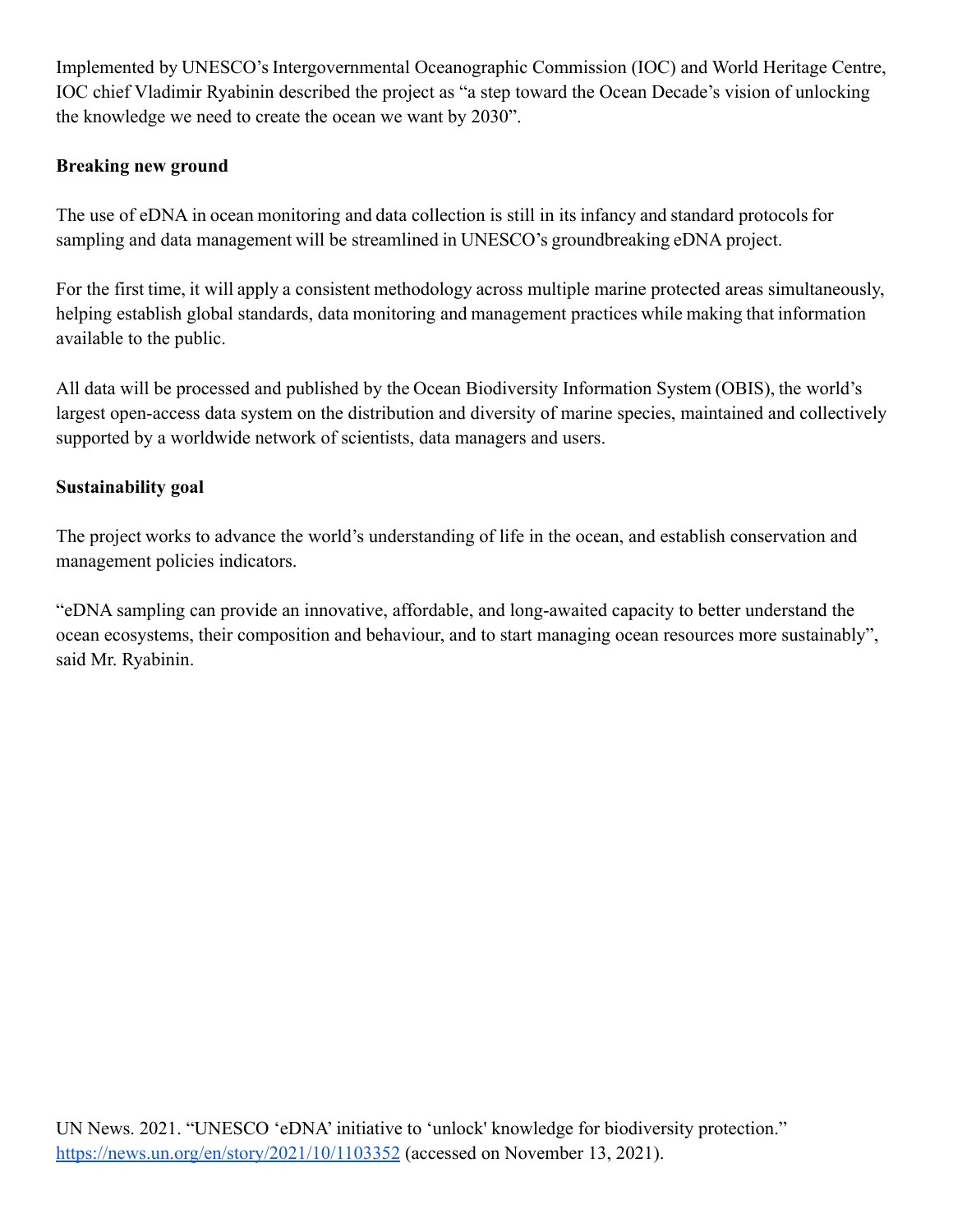Implemented by UNESCO's Intergovernmental Oceanographic Commission (IOC) and World Heritage Centre, IOC chief Vladimir Ryabinin described the project as "a step toward the Ocean Decade's vision of unlocking the knowledge we need to create the ocean we want by 2030".

**Breaking new ground**

The use of eDNA in ocean monitoring and data collection is still in its infancy and standard protocols for sampling and data management will be streamlined in UNESCO's groundbreaking eDNA project.

For the first time, it will apply a consistent methodology across multiple marine protected areas simultaneously, helping establish global standards, data monitoring and management practices while making that information available to the public.

All data will be processed and published by the Ocean Biodiversity Information System (OBIS), the world's largest open-access data system on the distribution and diversity of marine species, maintained and collectively supported by a worldwide network of scientists, data managers and users.

**Sustainability goal**

The project works to advance the world's understanding of life in the ocean, and establish conservation and management policies indicators.

"eDNA sampling can provide an innovative, affordable, and long-awaited capacity to better understand the ocean ecosystems, their composition and behaviour, and to start managing ocean resources more sustainably", said Mr. Ryabinin.

UN News. 2021. "UNESCO 'eDNA' initiative to 'unlock' knowledge for biodiversity protection." https://news.un.org/en/story/2021/10/1103352 (accessed on November 13, 2021).